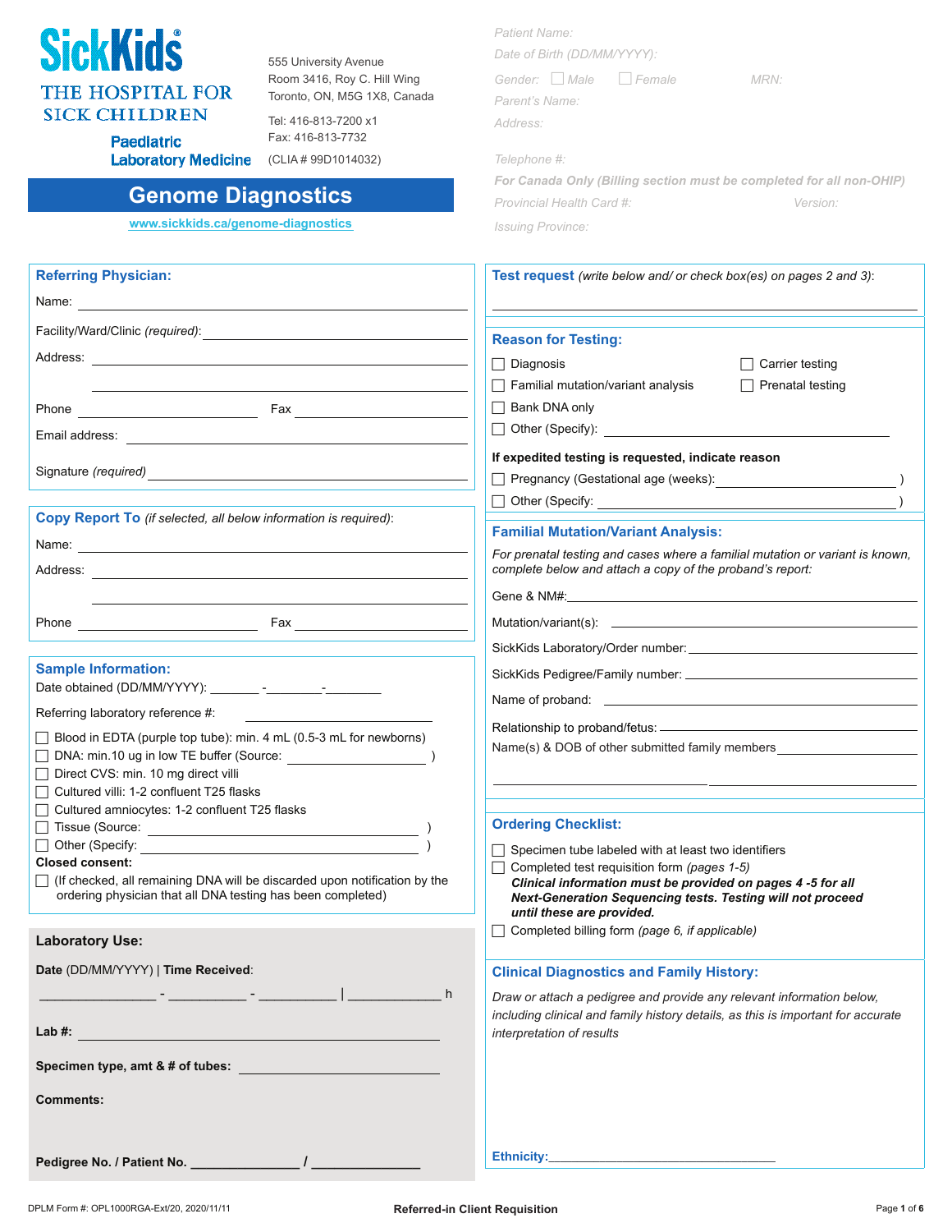# SickKids

THE HOSPITAL FOR SICK CHILDREN

Paediatric Laboratory Medicine

555 University Avenue
Room 3416, Roy C. Hill Wing
Toronto, ON, M5G 1X8, Canada

Tel: 416-813-7200 x1
Fax: 416-813-7732
(CLIA # 99D1014032)

## Genome Diagnostics

www.sickkids.ca/genome-diagnostics

Patient Name:
Date of Birth (DD/MM/YYYY):
Gender: ☐ Male ☐ Female MRN:
Parent's Name:
Address:

Telephone #:
**For Canada Only (Billing section must be completed for all non-OHIP)**
Provincial Health Card #: Version:
Issuing Province:

### Referring Physician:

Name: ____________________
Facility/Ward/Clinic *(required)*: ____________________
Address: ____________________
____________________
Phone ____________________ Fax ____________________
Email address: ____________________
Signature *(required)* ____________________

### Copy Report To *(if selected, all below information is required)*:

Name: ____________________
Address: ____________________
____________________
Phone ____________________ Fax ____________________

### Sample Information:

Date obtained (DD/MM/YYYY): _______ -________-________
Referring laboratory reference #: ____________________

- ☐ Blood in EDTA (purple top tube): min. 4 mL (0.5-3 mL for newborns)
- ☐ DNA: min.10 ug in low TE buffer (Source: ____________________ )
- ☐ Direct CVS: min. 10 mg direct villi
- ☐ Cultured villi: 1-2 confluent T25 flasks
- ☐ Cultured amniocytes: 1-2 confluent T25 flasks
- ☐ Tissue (Source: ____________________ )
- ☐ Other (Specify: ____________________ )

**Closed consent:**

- ☐ (If checked, all remaining DNA will be discarded upon notification by the ordering physician that all DNA testing has been completed)

### Laboratory Use:

**Date** (DD/MM/YYYY) | **Time Received**:
________ - ________ - ________ | ________ h

**Lab #:** ____________________

**Specimen type, amt & # of tubes:** ____________________

**Comments:**

**Pedigree No. / Patient No.** ______________ / ______________

### Test request *(write below and/ or check box(es) on pages 2 and 3)*:

____________________

### Reason for Testing:

- ☐ Diagnosis
- ☐ Carrier testing
- ☐ Familial mutation/variant analysis
- ☐ Prenatal testing
- ☐ Bank DNA only
- ☐ Other (Specify): ____________________

**If expedited testing is requested, indicate reason**

- ☐ Pregnancy (Gestational age (weeks): ____________________ )
- ☐ Other (Specify: ____________________ )

### Familial Mutation/Variant Analysis:

*For prenatal testing and cases where a familial mutation or variant is known, complete below and attach a copy of the proband's report:*

Gene & NM#: ____________________
Mutation/variant(s): ____________________
SickKids Laboratory/Order number: ____________________
SickKids Pedigree/Family number: ____________________
Name of proband: ____________________
Relationship to proband/fetus: ____________________
Name(s) & DOB of other submitted family members ____________________
____________________ ____________________

### Ordering Checklist:

- ☐ Specimen tube labeled with at least two identifiers
- ☐ Completed test requisition form *(pages 1-5)*
  ***Clinical information must be provided on pages 4 -5 for all Next-Generation Sequencing tests. Testing will not proceed until these are provided.***
- ☐ Completed billing form *(page 6, if applicable)*

### Clinical Diagnostics and Family History:

*Draw or attach a pedigree and provide any relevant information below, including clinical and family history details, as this is important for accurate interpretation of results*

**Ethnicity:** ____________________

DPLM Form #: OPL1000RGA-Ext/20, 2020/11/11 — **Referred-in Client Requisition**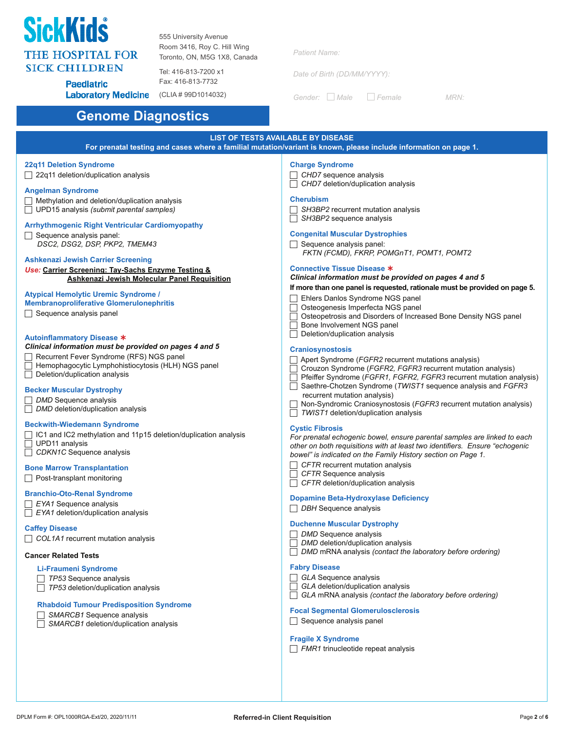SickKids® THE HOSPITAL FOR SICK CHILDREN

Paediatric Laboratory Medicine

555 University Avenue
Room 3416, Roy C. Hill Wing
Toronto, ON, M5G 1X8, Canada

Tel: 416-813-7200 x1
Fax: 416-813-7732

(CLIA # 99D1014032)

*Patient Name:*

*Date of Birth (DD/MM/YYYY):*

*Gender:* ☐ *Male* ☐ *Female* *MRN:*

# Genome Diagnostics

## LIST OF TESTS AVAILABLE BY DISEASE

**For prenatal testing and cases where a familial mutation/variant is known, please include information on page 1.**

### 22q11 Deletion Syndrome
- ☐ 22q11 deletion/duplication analysis

### Angelman Syndrome
- ☐ Methylation and deletion/duplication analysis
- ☐ UPD15 analysis *(submit parental samples)*

### Arrhythmogenic Right Ventricular Cardiomyopathy
- ☐ Sequence analysis panel: *DSC2, DSG2, DSP, PKP2, TMEM43*

### Ashkenazi Jewish Carrier Screening
*Use:* **Carrier Screening: Tay-Sachs Enzyme Testing & Ashkenazi Jewish Molecular Panel Requisition**

### Atypical Hemolytic Uremic Syndrome / Membranoproliferative Glomerulonephritis
- ☐ Sequence analysis panel

### Autoinflammatory Disease *
***Clinical information must be provided on pages 4 and 5***
- ☐ Recurrent Fever Syndrome (RFS) NGS panel
- ☐ Hemophagocytic Lymphohistiocytosis (HLH) NGS panel
- ☐ Deletion/duplication analysis

### Becker Muscular Dystrophy
- ☐ *DMD* Sequence analysis
- ☐ *DMD* deletion/duplication analysis

### Beckwith-Wiedemann Syndrome
- ☐ IC1 and IC2 methylation and 11p15 deletion/duplication analysis
- ☐ UPD11 analysis
- ☐ *CDKN1C* Sequence analysis

### Bone Marrow Transplantation
- ☐ Post-transplant monitoring

### Branchio-Oto-Renal Syndrome
- ☐ *EYA1* Sequence analysis
- ☐ *EYA1* deletion/duplication analysis

### Caffey Disease
- ☐ *COL1A1* recurrent mutation analysis

### Cancer Related Tests

#### Li-Fraumeni Syndrome
- ☐ *TP53* Sequence analysis
- ☐ *TP53* deletion/duplication analysis

#### Rhabdoid Tumour Predisposition Syndrome
- ☐ *SMARCB1* Sequence analysis
- ☐ *SMARCB1* deletion/duplication analysis

### Charge Syndrome
- ☐ *CHD7* sequence analysis
- ☐ *CHD7* deletion/duplication analysis

### Cherubism
- ☐ *SH3BP2* recurrent mutation analysis
- ☐ *SH3BP2* sequence analysis

### Congenital Muscular Dystrophies
- ☐ Sequence analysis panel: *FKTN (FCMD), FKRP, POMGnT1, POMT1, POMT2*

### Connective Tissue Disease *
***Clinical information must be provided on pages 4 and 5***

**If more than one panel is requested, rationale must be provided on page 5.**
- ☐ Ehlers Danlos Syndrome NGS panel
- ☐ Osteogenesis Imperfecta NGS panel
- ☐ Osteopetrosis and Disorders of Increased Bone Density NGS panel
- ☐ Bone Involvement NGS panel
- ☐ Deletion/duplication analysis

### Craniosynostosis
- ☐ Apert Syndrome (*FGFR2* recurrent mutations analysis)
- ☐ Crouzon Syndrome (*FGFR2, FGFR3* recurrent mutation analysis)
- ☐ Pfeiffer Syndrome (*FGFR1, FGFR2, FGFR3* recurrent mutation analysis)
- ☐ Saethre-Chotzen Syndrome (*TWIST1* sequence analysis and *FGFR3* recurrent mutation analysis)
- ☐ Non-Syndromic Craniosynostosis (*FGFR3* recurrent mutation analysis)
- ☐ *TWIST1* deletion/duplication analysis

### Cystic Fibrosis
*For prenatal echogenic bowel, ensure parental samples are linked to each other on both requisitions with at least two identifiers. Ensure "echogenic bowel" is indicated on the Family History section on Page 1.*
- ☐ *CFTR* recurrent mutation analysis
- ☐ *CFTR* Sequence analysis
- ☐ *CFTR* deletion/duplication analysis

### Dopamine Beta-Hydroxylase Deficiency
- ☐ *DBH* Sequence analysis

### Duchenne Muscular Dystrophy
- ☐ *DMD* Sequence analysis
- ☐ *DMD* deletion/duplication analysis
- ☐ *DMD* mRNA analysis *(contact the laboratory before ordering)*

### Fabry Disease
- ☐ *GLA* Sequence analysis
- ☐ *GLA* deletion/duplication analysis
- ☐ *GLA* mRNA analysis *(contact the laboratory before ordering)*

### Focal Segmental Glomerulosclerosis
- ☐ Sequence analysis panel

### Fragile X Syndrome
- ☐ *FMR1* trinucleotide repeat analysis

DPLM Form #: OPL1000RGA-Ext/20, 2020/11/11 — Referred-in Client Requisition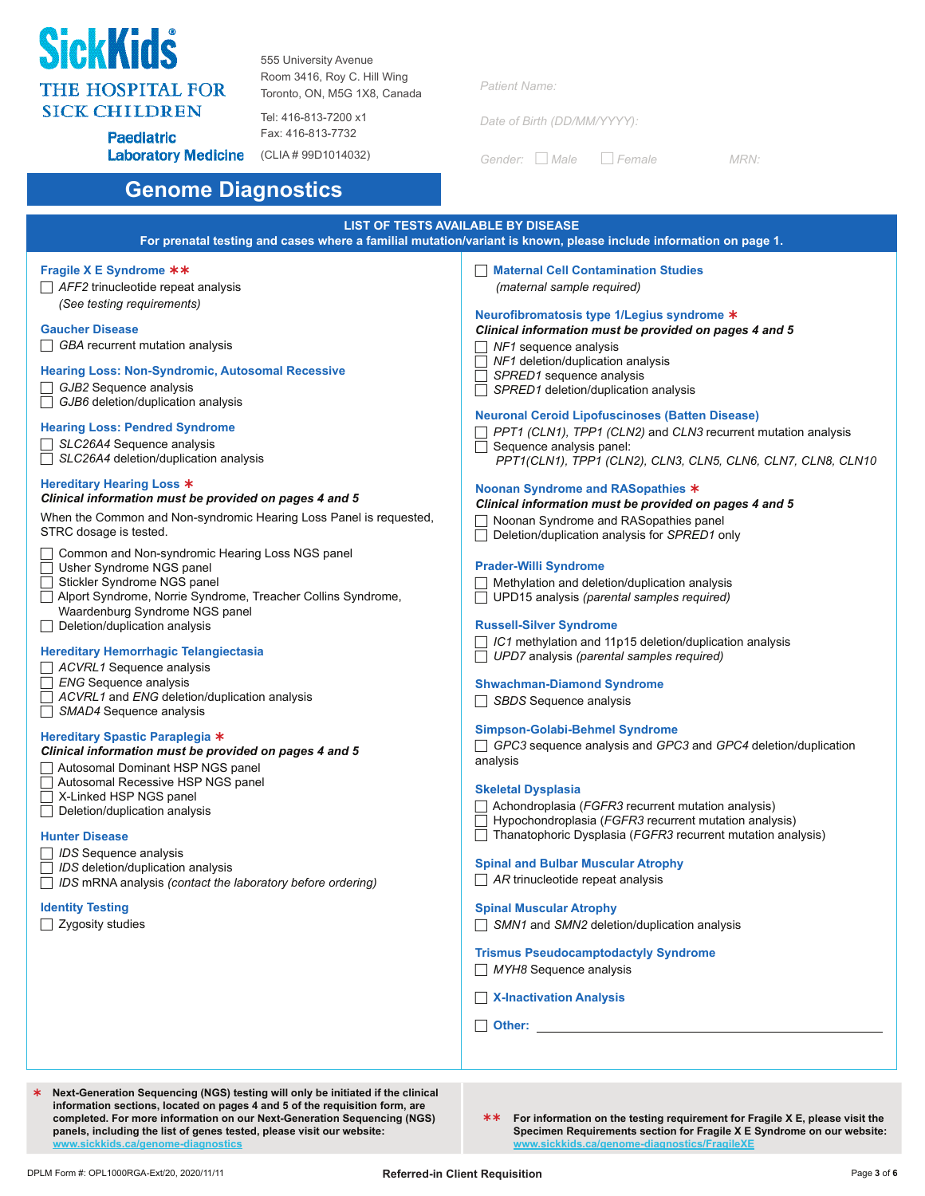**SickKids** THE HOSPITAL FOR SICK CHILDREN
Paediatric Laboratory Medicine

555 University Avenue
Room 3416, Roy C. Hill Wing
Toronto, ON, M5G 1X8, Canada

Tel: 416-813-7200 x1
Fax: 416-813-7732
(CLIA # 99D1014032)

Patient Name:

Date of Birth (DD/MM/YYYY):

Gender: ☐ Male ☐ Female MRN:

# Genome Diagnostics

## LIST OF TESTS AVAILABLE BY DISEASE

**For prenatal testing and cases where a familial mutation/variant is known, please include information on page 1.**

### Fragile X E Syndrome **

- ☐ *AFF2* trinucleotide repeat analysis
  *(See testing requirements)*

### Gaucher Disease

- ☐ *GBA* recurrent mutation analysis

### Hearing Loss: Non-Syndromic, Autosomal Recessive

- ☐ *GJB2* Sequence analysis
- ☐ *GJB6* deletion/duplication analysis

### Hearing Loss: Pendred Syndrome

- ☐ *SLC26A4* Sequence analysis
- ☐ *SLC26A4* deletion/duplication analysis

### Hereditary Hearing Loss *

***Clinical information must be provided on pages 4 and 5***

When the Common and Non-syndromic Hearing Loss Panel is requested, STRC dosage is tested.

- ☐ Common and Non-syndromic Hearing Loss NGS panel
- ☐ Usher Syndrome NGS panel
- ☐ Stickler Syndrome NGS panel
- ☐ Alport Syndrome, Norrie Syndrome, Treacher Collins Syndrome, Waardenburg Syndrome NGS panel
- ☐ Deletion/duplication analysis

### Hereditary Hemorrhagic Telangiectasia

- ☐ *ACVRL1* Sequence analysis
- ☐ *ENG* Sequence analysis
- ☐ *ACVRL1* and *ENG* deletion/duplication analysis
- ☐ *SMAD4* Sequence analysis

### Hereditary Spastic Paraplegia *

***Clinical information must be provided on pages 4 and 5***

- ☐ Autosomal Dominant HSP NGS panel
- ☐ Autosomal Recessive HSP NGS panel
- ☐ X-Linked HSP NGS panel
- ☐ Deletion/duplication analysis

### Hunter Disease

- ☐ *IDS* Sequence analysis
- ☐ *IDS* deletion/duplication analysis
- ☐ *IDS* mRNA analysis *(contact the laboratory before ordering)*

### Identity Testing

- ☐ Zygosity studies

### ☐ Maternal Cell Contamination Studies

*(maternal sample required)*

### Neurofibromatosis type 1/Legius syndrome *

***Clinical information must be provided on pages 4 and 5***

- ☐ *NF1* sequence analysis
- ☐ *NF1* deletion/duplication analysis
- ☐ *SPRED1* sequence analysis
- ☐ *SPRED1* deletion/duplication analysis

### Neuronal Ceroid Lipofuscinoses (Batten Disease)

- ☐ *PPT1 (CLN1), TPP1 (CLN2)* and *CLN3* recurrent mutation analysis
- ☐ Sequence analysis panel:
  *PPT1(CLN1), TPP1 (CLN2), CLN3, CLN5, CLN6, CLN7, CLN8, CLN10*

### Noonan Syndrome and RASopathies *

***Clinical information must be provided on pages 4 and 5***

- ☐ Noonan Syndrome and RASopathies panel
- ☐ Deletion/duplication analysis for *SPRED1* only

### Prader-Willi Syndrome

- ☐ Methylation and deletion/duplication analysis
- ☐ UPD15 analysis *(parental samples required)*

### Russell-Silver Syndrome

- ☐ *IC1* methylation and 11p15 deletion/duplication analysis
- ☐ *UPD7* analysis *(parental samples required)*

### Shwachman-Diamond Syndrome

- ☐ *SBDS* Sequence analysis

### Simpson-Golabi-Behmel Syndrome

- ☐ *GPC3* sequence analysis and *GPC3* and *GPC4* deletion/duplication analysis

### Skeletal Dysplasia

- ☐ Achondroplasia (*FGFR3* recurrent mutation analysis)
- ☐ Hypochondroplasia (*FGFR3* recurrent mutation analysis)
- ☐ Thanatophoric Dysplasia (*FGFR3* recurrent mutation analysis)

### Spinal and Bulbar Muscular Atrophy

- ☐ *AR* trinucleotide repeat analysis

### Spinal Muscular Atrophy

- ☐ *SMN1* and *SMN2* deletion/duplication analysis

### Trismus Pseudocamptodactyly Syndrome

- ☐ *MYH8* Sequence analysis

### ☐ X-Inactivation Analysis

### ☐ Other: ______________________

---

\* **Next-Generation Sequencing (NGS) testing will only be initiated if the clinical information sections, located on pages 4 and 5 of the requisition form, are completed. For more information on our Next-Generation Sequencing (NGS) panels, including the list of genes tested, please visit our website: www.sickkids.ca/genome-diagnostics**

\*\* **For information on the testing requirement for Fragile X E, please visit the Specimen Requirements section for Fragile X E Syndrome on our website: www.sickkids.ca/genome-diagnostics/FragileXE**

DPLM Form #: OPL1000RGA-Ext/20, 2020/11/11 — Referred-in Client Requisition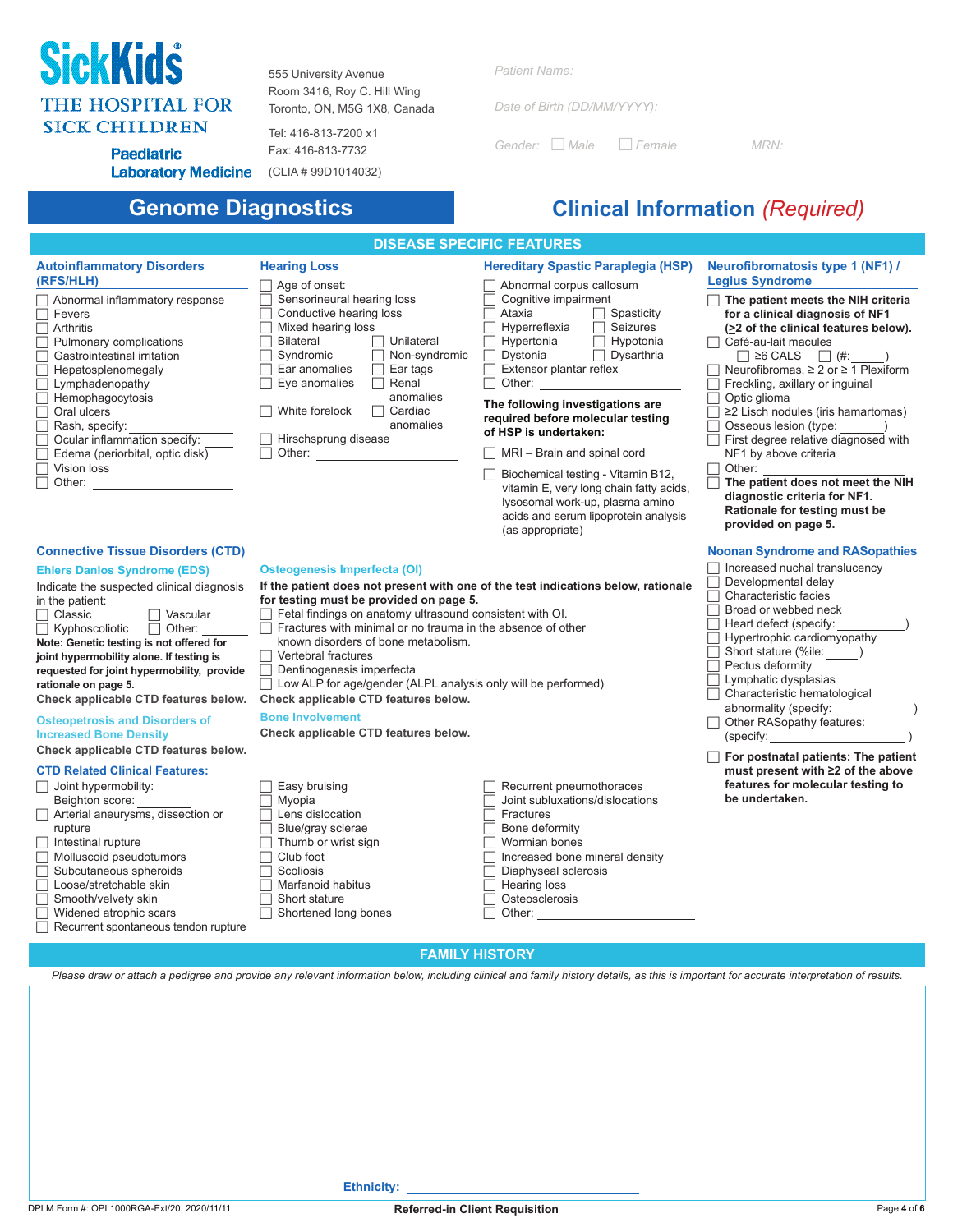# SickKids® THE HOSPITAL FOR SICK CHILDREN

Paediatric Laboratory Medicine

555 University Avenue
Room 3416, Roy C. Hill Wing
Toronto, ON, M5G 1X8, Canada

Tel: 416-813-7200 x1
Fax: 416-813-7732
(CLIA # 99D1014032)

*Patient Name:*

*Date of Birth (DD/MM/YYYY):*

*Gender:* ☐ *Male* ☐ *Female* *MRN:*

## Genome Diagnostics

## Clinical Information *(Required)*

### DISEASE SPECIFIC FEATURES

#### Autoinflammatory Disorders (RFS/HLH)

- ☐ Abnormal inflammatory response
- ☐ Fevers
- ☐ Arthritis
- ☐ Pulmonary complications
- ☐ Gastrointestinal irritation
- ☐ Hepatosplenomegaly
- ☐ Lymphadenopathy
- ☐ Hemophagocytosis
- ☐ Oral ulcers
- ☐ Rash, specify:
- ☐ Ocular inflammation specify: ________
- ☐ Edema (periorbital, optic disk)
- ☐ Vision loss
- ☐ Other: ________________

#### Hearing Loss

- ☐ Age of onset: ________
- ☐ Sensorineural hearing loss
- ☐ Conductive hearing loss
- ☐ Mixed hearing loss
- ☐ Bilateral ☐ Unilateral
- ☐ Syndromic ☐ Non-syndromic
- ☐ Ear anomalies ☐ Ear tags
- ☐ Eye anomalies ☐ Renal anomalies
- ☐ White forelock ☐ Cardiac anomalies
- ☐ Hirschsprung disease
- ☐ Other: ________________

#### Hereditary Spastic Paraplegia (HSP)

- ☐ Abnormal corpus callosum
- ☐ Cognitive impairment
- ☐ Ataxia ☐ Spasticity
- ☐ Hyperreflexia ☐ Seizures
- ☐ Hypertonia ☐ Hypotonia
- ☐ Dystonia ☐ Dysarthria
- ☐ Extensor plantar reflex
- ☐ Other: ________________

**The following investigations are required before molecular testing of HSP is undertaken:**

- ☐ MRI – Brain and spinal cord
- ☐ Biochemical testing - Vitamin B12, vitamin E, very long chain fatty acids, lysosomal work-up, plasma amino acids and serum lipoprotein analysis (as appropriate)

#### Neurofibromatosis type 1 (NF1) / Legius Syndrome

- ☐ **The patient meets the NIH criteria for a clinical diagnosis of NF1 (≥2 of the clinical features below).**
- ☐ Café-au-lait macules
  - ☐ ≥6 CALS ☐ (#:_____)
- ☐ Neurofibromas, ≥ 2 or ≥ 1 Plexiform
- ☐ Freckling, axillary or inguinal
- ☐ Optic glioma
- ☐ ≥2 Lisch nodules (iris hamartomas)
- ☐ Osseous lesion (type: ________)
- ☐ First degree relative diagnosed with NF1 by above criteria
- ☐ Other: ________________
- ☐ **The patient does not meet the NIH diagnostic criteria for NF1. Rationale for testing must be provided on page 5.**

#### Connective Tissue Disorders (CTD)

##### Ehlers Danlos Syndrome (EDS)

Indicate the suspected clinical diagnosis in the patient:

- ☐ Classic ☐ Vascular
- ☐ Kyphoscoliotic ☐ Other: ________

**Note: Genetic testing is not offered for joint hypermobility alone. If testing is requested for joint hypermobility, provide rationale on page 5.**

**Check applicable CTD features below.**

##### Osteopetrosis and Disorders of Increased Bone Density

**Check applicable CTD features below.**

##### Osteogenesis Imperfecta (OI)

**If the patient does not present with one of the test indications below, rationale for testing must be provided on page 5.**

- ☐ Fetal findings on anatomy ultrasound consistent with OI.
- ☐ Fractures with minimal or no trauma in the absence of other known disorders of bone metabolism.
- ☐ Vertebral fractures
- ☐ Dentinogenesis imperfecta
- ☐ Low ALP for age/gender (ALPL analysis only will be performed)

**Check applicable CTD features below.**

##### Bone Involvement

**Check applicable CTD features below.**

##### CTD Related Clinical Features:

- ☐ Joint hypermobility: Beighton score: ________
- ☐ Arterial aneurysms, dissection or rupture
- ☐ Intestinal rupture
- ☐ Molluscoid pseudotumors
- ☐ Subcutaneous spheroids
- ☐ Loose/stretchable skin
- ☐ Smooth/velvety skin
- ☐ Widened atrophic scars
- ☐ Recurrent spontaneous tendon rupture
- ☐ Easy bruising
- ☐ Myopia
- ☐ Lens dislocation
- ☐ Blue/gray sclerae
- ☐ Thumb or wrist sign
- ☐ Club foot
- ☐ Scoliosis
- ☐ Marfanoid habitus
- ☐ Short stature
- ☐ Shortened long bones
- ☐ Recurrent pneumothoraces
- ☐ Joint subluxations/dislocations
- ☐ Fractures
- ☐ Bone deformity
- ☐ Wormian bones
- ☐ Increased bone mineral density
- ☐ Diaphyseal sclerosis
- ☐ Hearing loss
- ☐ Osteosclerosis
- ☐ Other: ________________

#### Noonan Syndrome and RASopathies

- ☐ Increased nuchal translucency
- ☐ Developmental delay
- ☐ Characteristic facies
- ☐ Broad or webbed neck
- ☐ Heart defect (specify: __________)
- ☐ Hypertrophic cardiomyopathy
- ☐ Short stature (%ile: _____)
- ☐ Pectus deformity
- ☐ Lymphatic dysplasias
- ☐ Characteristic hematological abnormality (specify: ____________)
- ☐ Other RASopathy features: (specify: ________________)
- ☐ **For postnatal patients: The patient must present with ≥2 of the above features for molecular testing to be undertaken.**

### FAMILY HISTORY

*Please draw or attach a pedigree and provide any relevant information below, including clinical and family history details, as this is important for accurate interpretation of results.*

**Ethnicity:** ________________________

DPLM Form #: OPL1000RGA-Ext/20, 2020/11/11

**Referred-in Client Requisition**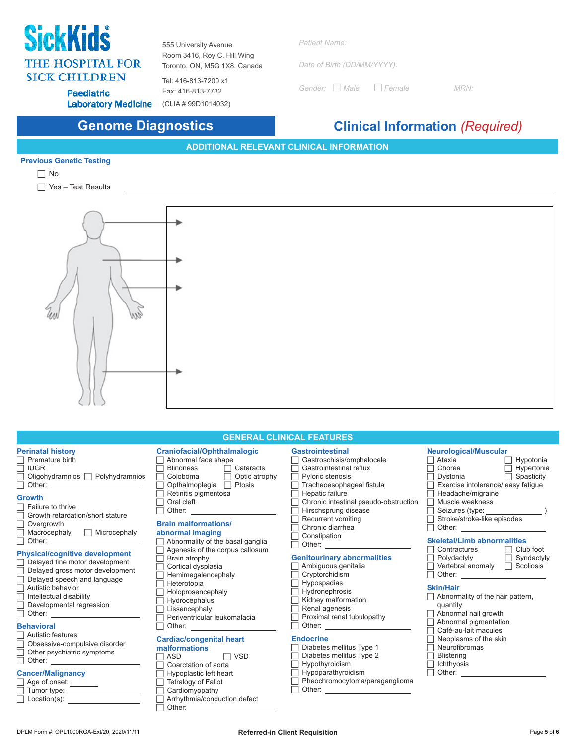**SickKids** THE HOSPITAL FOR SICK CHILDREN

**Paediatric Laboratory Medicine**

555 University Avenue
Room 3416, Roy C. Hill Wing
Toronto, ON, M5G 1X8, Canada

Tel: 416-813-7200 x1
Fax: 416-813-7732
(CLIA # 99D1014032)

*Patient Name:*

*Date of Birth (DD/MM/YYYY):*

*Gender:* ☐ *Male* ☐ *Female* *MRN:*

# Genome Diagnostics

# Clinical Information *(Required)*

## ADDITIONAL RELEVANT CLINICAL INFORMATION

**Previous Genetic Testing**

☐ No

☐ Yes – Test Results ____________________

## GENERAL CLINICAL FEATURES

### Perinatal history
- ☐ Premature birth
- ☐ IUGR
- ☐ Oligohydramnios ☐ Polyhydramnios
- ☐ Other: ____________

### Growth
- ☐ Failure to thrive
- ☐ Growth retardation/short stature
- ☐ Overgrowth
- ☐ Macrocephaly ☐ Microcephaly
- ☐ Other: ____________

### Physical/cognitive development
- ☐ Delayed fine motor development
- ☐ Delayed gross motor development
- ☐ Delayed speech and language
- ☐ Autistic behavior
- ☐ Intellectual disability
- ☐ Developmental regression
- ☐ Other: ____________

### Behavioral
- ☐ Autistic features
- ☐ Obsessive-compulsive disorder
- ☐ Other psychiatric symptoms
- ☐ Other: ____________

### Cancer/Malignancy
- ☐ Age of onset: ________
- ☐ Tumor type: ____________
- ☐ Location(s): ____________

### Craniofacial/Ophthalmalogic
- ☐ Abnormal face shape
- ☐ Blindness ☐ Cataracts
- ☐ Coloboma ☐ Optic atrophy
- ☐ Opthalmoplegia ☐ Ptosis
- ☐ Retinitis pigmentosa
- ☐ Oral cleft
- ☐ Other: ____________

### Brain malformations/ abnormal imaging
- ☐ Abnormality of the basal ganglia
- ☐ Agenesis of the corpus callosum
- ☐ Brain atrophy
- ☐ Cortical dysplasia
- ☐ Hemimegalencephaly
- ☐ Heterotopia
- ☐ Holoprosencephaly
- ☐ Hydrocephalus
- ☐ Lissencephaly
- ☐ Periventricular leukomalacia
- ☐ Other: ____________

### Cardiac/congenital heart malformations
- ☐ ASD ☐ VSD
- ☐ Coarctation of aorta
- ☐ Hypoplastic left heart
- ☐ Tetralogy of Fallot
- ☐ Cardiomyopathy
- ☐ Arrhythmia/conduction defect
- ☐ Other: ____________

### Gastrointestinal
- ☐ Gastroschisis/omphalocele
- ☐ Gastrointestinal reflux
- ☐ Pyloric stenosis
- ☐ Tracheoesophageal fistula
- ☐ Hepatic failure
- ☐ Chronic intestinal pseudo-obstruction
- ☐ Hirschsprung disease
- ☐ Recurrent vomiting
- ☐ Chronic diarrhea
- ☐ Constipation
- ☐ Other: ____________

### Genitourinary abnormalities
- ☐ Ambiguous genitalia
- ☐ Cryptorchidism
- ☐ Hypospadias
- ☐ Hydronephrosis
- ☐ Kidney malformation
- ☐ Renal agenesis
- ☐ Proximal renal tubulopathy
- ☐ Other: ____________

### Endocrine
- ☐ Diabetes mellitus Type 1
- ☐ Diabetes mellitus Type 2
- ☐ Hypothyroidism
- ☐ Hypoparathyroidism
- ☐ Pheochromocytoma/paraganglioma
- ☐ Other: ____________

### Neurological/Muscular
- ☐ Ataxia ☐ Hypotonia
- ☐ Chorea ☐ Hypertonia
- ☐ Dystonia ☐ Spasticity
- ☐ Exercise intolerance/ easy fatigue
- ☐ Headache/migraine
- ☐ Muscle weakness
- ☐ Seizures (type: ____________ )
- ☐ Stroke/stroke-like episodes
- ☐ Other: ____________

### Skeletal/Limb abnormalities
- ☐ Contractures ☐ Club foot
- ☐ Polydactyly ☐ Syndactyly
- ☐ Vertebral anomaly ☐ Scoliosis
- ☐ Other: ____________

### Skin/Hair
- ☐ Abnormality of the hair pattern, quantity
- ☐ Abnormal nail growth
- ☐ Abnormal pigmentation
- ☐ Café-au-lait macules
- ☐ Neoplasms of the skin
- ☐ Neurofibromas
- ☐ Blistering
- ☐ Ichthyosis
- ☐ Other: ____________

DPLM Form #: OPL1000RGA-Ext/20, 2020/11/11

**Referred-in Client Requisition**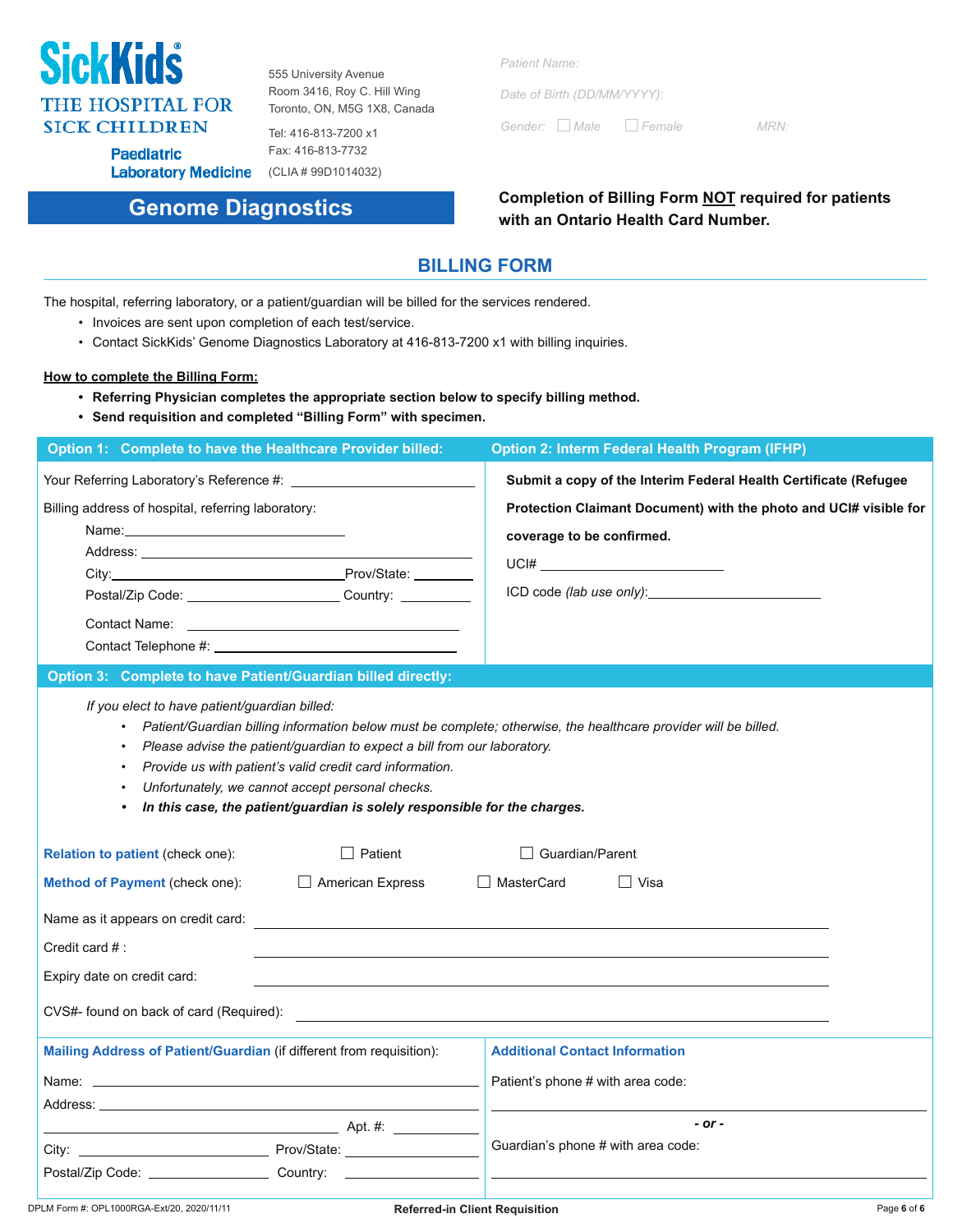SickKids
THE HOSPITAL FOR SICK CHILDREN
Paediatric Laboratory Medicine

555 University Avenue
Room 3416, Roy C. Hill Wing
Toronto, ON, M5G 1X8, Canada

Tel: 416-813-7200 x1
Fax: 416-813-7732
(CLIA # 99D1014032)

*Patient Name:*

*Date of Birth (DD/MM/YYYY):*

*Gender:* ☐ *Male* ☐ *Female* *MRN:*

## Genome Diagnostics

**Completion of Billing Form NOT required for patients with an Ontario Health Card Number.**

## BILLING FORM

The hospital, referring laboratory, or a patient/guardian will be billed for the services rendered.

- Invoices are sent upon completion of each test/service.
- Contact SickKids' Genome Diagnostics Laboratory at 416-813-7200 x1 with billing inquiries.

**How to complete the Billing Form:**

- **Referring Physician completes the appropriate section below to specify billing method.**
- **Send requisition and completed "Billing Form" with specimen.**

### Option 1: Complete to have the Healthcare Provider billed:

Your Referring Laboratory's Reference #: ____________________

Billing address of hospital, referring laboratory:

Name: ____________________

Address: ____________________

City: ____________________ Prov/State: ________

Postal/Zip Code: ____________________ Country: ________

Contact Name: ____________________

Contact Telephone #: ____________________

### Option 2: Interm Federal Health Program (IFHP)

**Submit a copy of the Interim Federal Health Certificate (Refugee Protection Claimant Document) with the photo and UCI# visible for coverage to be confirmed.**

UCI# ____________________

ICD code *(lab use only)*: ____________________

### Option 3: Complete to have Patient/Guardian billed directly:

*If you elect to have patient/guardian billed:*

- *Patient/Guardian billing information below must be complete; otherwise, the healthcare provider will be billed.*
- *Please advise the patient/guardian to expect a bill from our laboratory.*
- *Provide us with patient's valid credit card information.*
- *Unfortunately, we cannot accept personal checks.*
- ***In this case, the patient/guardian is solely responsible for the charges.***

**Relation to patient** (check one): ☐ Patient ☐ Guardian/Parent

**Method of Payment** (check one): ☐ American Express ☐ MasterCard ☐ Visa

Name as it appears on credit card: ____________________

Credit card # : ____________________

Expiry date on credit card: ____________________

CVS#- found on back of card (Required): ____________________

**Mailing Address of Patient/Guardian** (if different from requisition):

Name: ____________________

Address: ____________________

____________________ Apt. #: ________

City: ____________________ Prov/State: ________

Postal/Zip Code: ____________________ Country: ________

**Additional Contact Information**

Patient's phone # with area code:

____________________

***- or -***

Guardian's phone # with area code:

____________________

DPLM Form #: OPL1000RGA-Ext/20, 2020/11/11 **Referred-in Client Requisition**